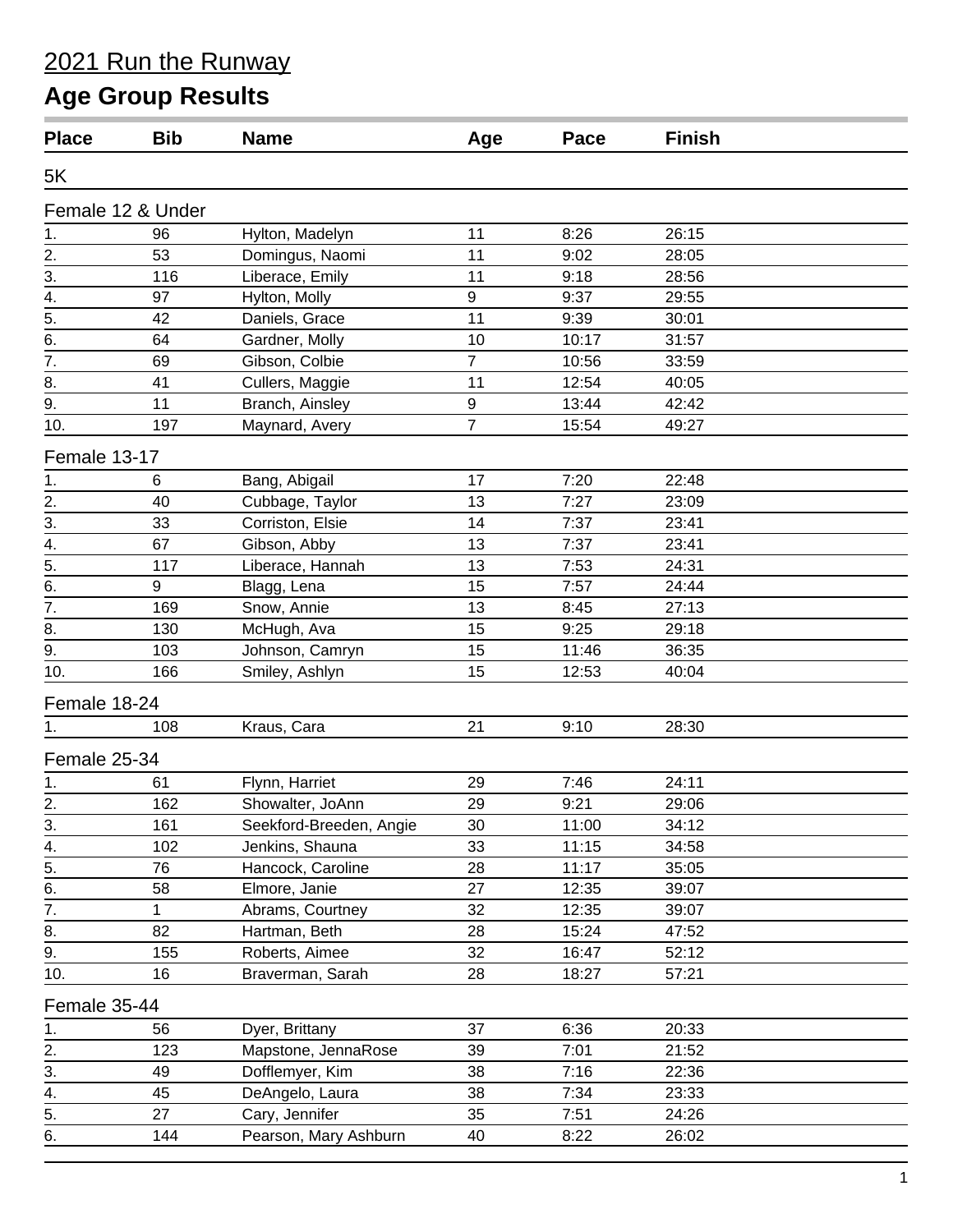# 2021 Run the Runway

## Age Group Results

### 5K

#### Female 12 & Under

| Place | Bib | Name | Age | Pace | Finish |
|---|---|---|---|---|---|
| 1. | 96 | Hylton, Madelyn | 11 | 8:26 | 26:15 |
| 2. | 53 | Domingus, Naomi | 11 | 9:02 | 28:05 |
| 3. | 116 | Liberace, Emily | 11 | 9:18 | 28:56 |
| 4. | 97 | Hylton, Molly | 9 | 9:37 | 29:55 |
| 5. | 42 | Daniels, Grace | 11 | 9:39 | 30:01 |
| 6. | 64 | Gardner, Molly | 10 | 10:17 | 31:57 |
| 7. | 69 | Gibson, Colbie | 7 | 10:56 | 33:59 |
| 8. | 41 | Cullers, Maggie | 11 | 12:54 | 40:05 |
| 9. | 11 | Branch, Ainsley | 9 | 13:44 | 42:42 |
| 10. | 197 | Maynard, Avery | 7 | 15:54 | 49:27 |

#### Female 13-17

| Place | Bib | Name | Age | Pace | Finish |
|---|---|---|---|---|---|
| 1. | 6 | Bang, Abigail | 17 | 7:20 | 22:48 |
| 2. | 40 | Cubbage, Taylor | 13 | 7:27 | 23:09 |
| 3. | 33 | Corriston, Elsie | 14 | 7:37 | 23:41 |
| 4. | 67 | Gibson, Abby | 13 | 7:37 | 23:41 |
| 5. | 117 | Liberace, Hannah | 13 | 7:53 | 24:31 |
| 6. | 9 | Blagg, Lena | 15 | 7:57 | 24:44 |
| 7. | 169 | Snow, Annie | 13 | 8:45 | 27:13 |
| 8. | 130 | McHugh, Ava | 15 | 9:25 | 29:18 |
| 9. | 103 | Johnson, Camryn | 15 | 11:46 | 36:35 |
| 10. | 166 | Smiley, Ashlyn | 15 | 12:53 | 40:04 |

#### Female 18-24

| Place | Bib | Name | Age | Pace | Finish |
|---|---|---|---|---|---|
| 1. | 108 | Kraus, Cara | 21 | 9:10 | 28:30 |

#### Female 25-34

| Place | Bib | Name | Age | Pace | Finish |
|---|---|---|---|---|---|
| 1. | 61 | Flynn, Harriet | 29 | 7:46 | 24:11 |
| 2. | 162 | Showalter, JoAnn | 29 | 9:21 | 29:06 |
| 3. | 161 | Seekford-Breeden, Angie | 30 | 11:00 | 34:12 |
| 4. | 102 | Jenkins, Shauna | 33 | 11:15 | 34:58 |
| 5. | 76 | Hancock, Caroline | 28 | 11:17 | 35:05 |
| 6. | 58 | Elmore, Janie | 27 | 12:35 | 39:07 |
| 7. | 1 | Abrams, Courtney | 32 | 12:35 | 39:07 |
| 8. | 82 | Hartman, Beth | 28 | 15:24 | 47:52 |
| 9. | 155 | Roberts, Aimee | 32 | 16:47 | 52:12 |
| 10. | 16 | Braverman, Sarah | 28 | 18:27 | 57:21 |

#### Female 35-44

| Place | Bib | Name | Age | Pace | Finish |
|---|---|---|---|---|---|
| 1. | 56 | Dyer, Brittany | 37 | 6:36 | 20:33 |
| 2. | 123 | Mapstone, JennaRose | 39 | 7:01 | 21:52 |
| 3. | 49 | Dofflemyer, Kim | 38 | 7:16 | 22:36 |
| 4. | 45 | DeAngelo, Laura | 38 | 7:34 | 23:33 |
| 5. | 27 | Cary, Jennifer | 35 | 7:51 | 24:26 |
| 6. | 144 | Pearson, Mary Ashburn | 40 | 8:22 | 26:02 |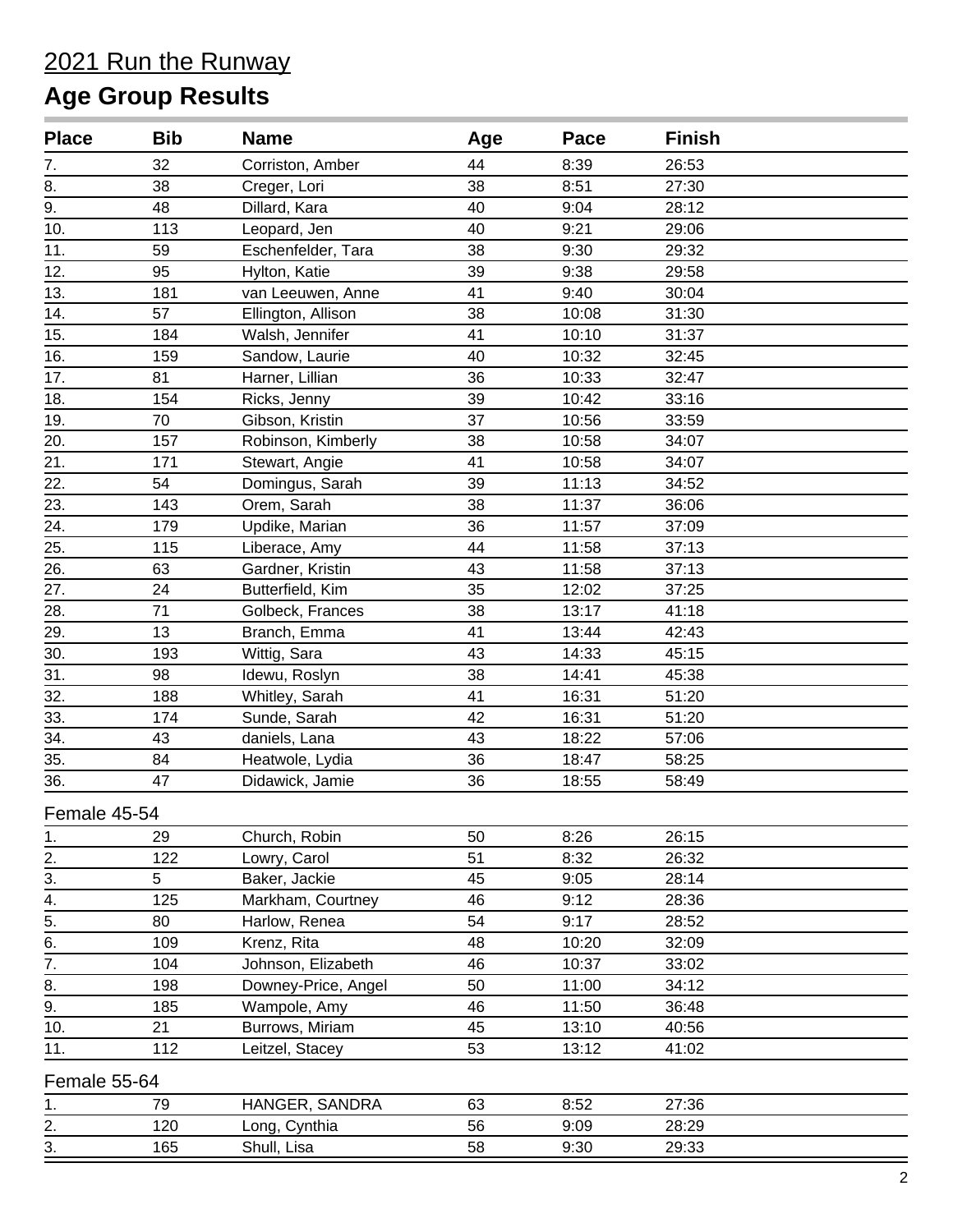# 2021 Run the Runway

## Age Group Results

| Place | Bib | Name | Age | Pace | Finish |
|---|---|---|---|---|---|
| 7. | 32 | Corriston, Amber | 44 | 8:39 | 26:53 |
| 8. | 38 | Creger, Lori | 38 | 8:51 | 27:30 |
| 9. | 48 | Dillard, Kara | 40 | 9:04 | 28:12 |
| 10. | 113 | Leopard, Jen | 40 | 9:21 | 29:06 |
| 11. | 59 | Eschenfelder, Tara | 38 | 9:30 | 29:32 |
| 12. | 95 | Hylton, Katie | 39 | 9:38 | 29:58 |
| 13. | 181 | van Leeuwen, Anne | 41 | 9:40 | 30:04 |
| 14. | 57 | Ellington, Allison | 38 | 10:08 | 31:30 |
| 15. | 184 | Walsh, Jennifer | 41 | 10:10 | 31:37 |
| 16. | 159 | Sandow, Laurie | 40 | 10:32 | 32:45 |
| 17. | 81 | Harner, Lillian | 36 | 10:33 | 32:47 |
| 18. | 154 | Ricks, Jenny | 39 | 10:42 | 33:16 |
| 19. | 70 | Gibson, Kristin | 37 | 10:56 | 33:59 |
| 20. | 157 | Robinson, Kimberly | 38 | 10:58 | 34:07 |
| 21. | 171 | Stewart, Angie | 41 | 10:58 | 34:07 |
| 22. | 54 | Domingus, Sarah | 39 | 11:13 | 34:52 |
| 23. | 143 | Orem, Sarah | 38 | 11:37 | 36:06 |
| 24. | 179 | Updike, Marian | 36 | 11:57 | 37:09 |
| 25. | 115 | Liberace, Amy | 44 | 11:58 | 37:13 |
| 26. | 63 | Gardner, Kristin | 43 | 11:58 | 37:13 |
| 27. | 24 | Butterfield, Kim | 35 | 12:02 | 37:25 |
| 28. | 71 | Golbeck, Frances | 38 | 13:17 | 41:18 |
| 29. | 13 | Branch, Emma | 41 | 13:44 | 42:43 |
| 30. | 193 | Wittig, Sara | 43 | 14:33 | 45:15 |
| 31. | 98 | Idewu, Roslyn | 38 | 14:41 | 45:38 |
| 32. | 188 | Whitley, Sarah | 41 | 16:31 | 51:20 |
| 33. | 174 | Sunde, Sarah | 42 | 16:31 | 51:20 |
| 34. | 43 | daniels, Lana | 43 | 18:22 | 57:06 |
| 35. | 84 | Heatwole, Lydia | 36 | 18:47 | 58:25 |
| 36. | 47 | Didawick, Jamie | 36 | 18:55 | 58:49 |

Female 45-54

| Place | Bib | Name | Age | Pace | Finish |
|---|---|---|---|---|---|
| 1. | 29 | Church, Robin | 50 | 8:26 | 26:15 |
| 2. | 122 | Lowry, Carol | 51 | 8:32 | 26:32 |
| 3. | 5 | Baker, Jackie | 45 | 9:05 | 28:14 |
| 4. | 125 | Markham, Courtney | 46 | 9:12 | 28:36 |
| 5. | 80 | Harlow, Renea | 54 | 9:17 | 28:52 |
| 6. | 109 | Krenz, Rita | 48 | 10:20 | 32:09 |
| 7. | 104 | Johnson, Elizabeth | 46 | 10:37 | 33:02 |
| 8. | 198 | Downey-Price, Angel | 50 | 11:00 | 34:12 |
| 9. | 185 | Wampole, Amy | 46 | 11:50 | 36:48 |
| 10. | 21 | Burrows, Miriam | 45 | 13:10 | 40:56 |
| 11. | 112 | Leitzel, Stacey | 53 | 13:12 | 41:02 |

Female 55-64

| Place | Bib | Name | Age | Pace | Finish |
|---|---|---|---|---|---|
| 1. | 79 | HANGER, SANDRA | 63 | 8:52 | 27:36 |
| 2. | 120 | Long, Cynthia | 56 | 9:09 | 28:29 |
| 3. | 165 | Shull, Lisa | 58 | 9:30 | 29:33 |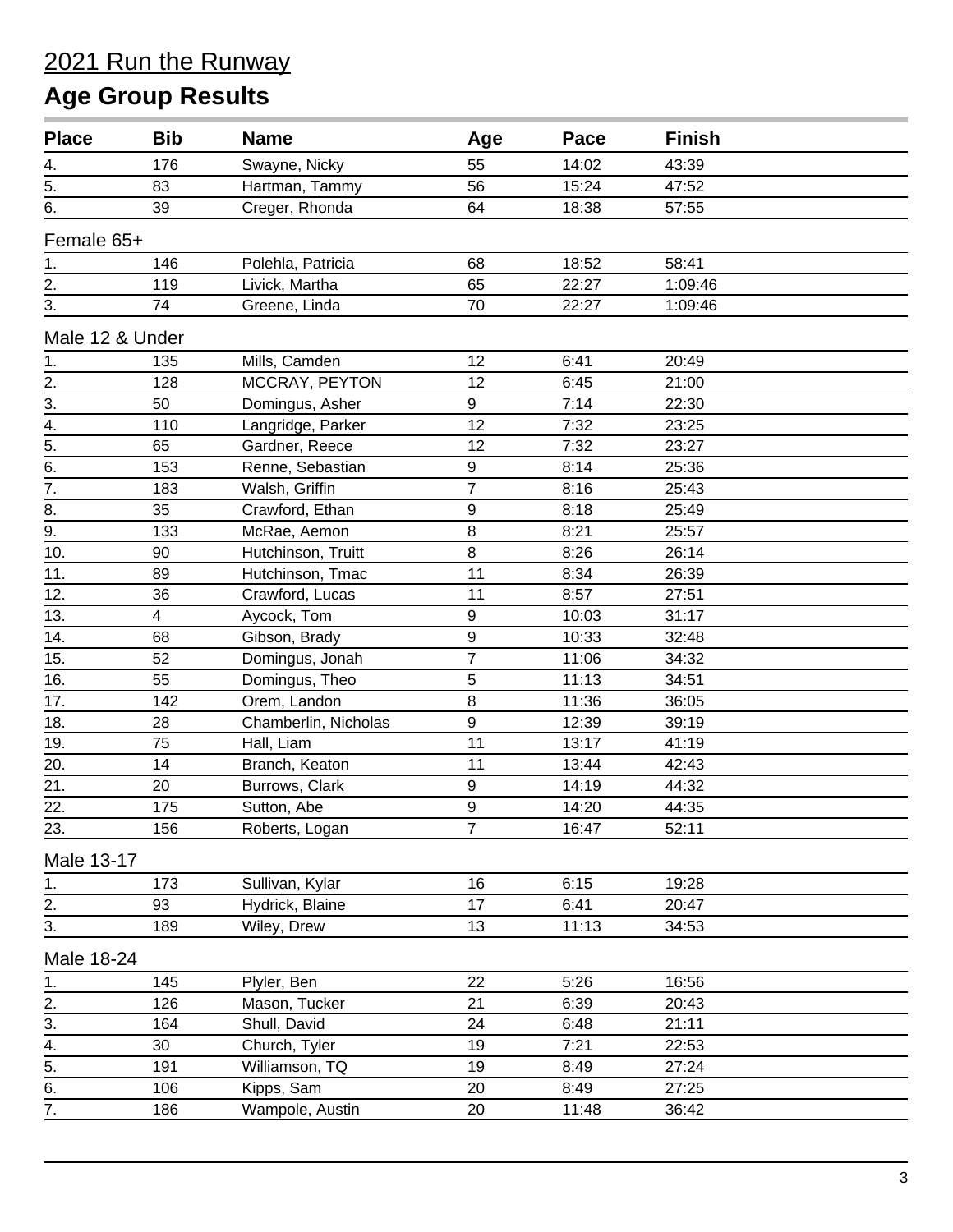# 2021 Run the Runway

## Age Group Results

| Place | Bib | Name | Age | Pace | Finish |
|---|---|---|---|---|---|
| 4. | 176 | Swayne, Nicky | 55 | 14:02 | 43:39 |
| 5. | 83 | Hartman, Tammy | 56 | 15:24 | 47:52 |
| 6. | 39 | Creger, Rhonda | 64 | 18:38 | 57:55 |

### Female 65+

| Place | Bib | Name | Age | Pace | Finish |
|---|---|---|---|---|---|
| 1. | 146 | Polehla, Patricia | 68 | 18:52 | 58:41 |
| 2. | 119 | Livick, Martha | 65 | 22:27 | 1:09:46 |
| 3. | 74 | Greene, Linda | 70 | 22:27 | 1:09:46 |

### Male 12 & Under

| Place | Bib | Name | Age | Pace | Finish |
|---|---|---|---|---|---|
| 1. | 135 | Mills, Camden | 12 | 6:41 | 20:49 |
| 2. | 128 | MCCRAY, PEYTON | 12 | 6:45 | 21:00 |
| 3. | 50 | Domingus, Asher | 9 | 7:14 | 22:30 |
| 4. | 110 | Langridge, Parker | 12 | 7:32 | 23:25 |
| 5. | 65 | Gardner, Reece | 12 | 7:32 | 23:27 |
| 6. | 153 | Renne, Sebastian | 9 | 8:14 | 25:36 |
| 7. | 183 | Walsh, Griffin | 7 | 8:16 | 25:43 |
| 8. | 35 | Crawford, Ethan | 9 | 8:18 | 25:49 |
| 9. | 133 | McRae, Aemon | 8 | 8:21 | 25:57 |
| 10. | 90 | Hutchinson, Truitt | 8 | 8:26 | 26:14 |
| 11. | 89 | Hutchinson, Tmac | 11 | 8:34 | 26:39 |
| 12. | 36 | Crawford, Lucas | 11 | 8:57 | 27:51 |
| 13. | 4 | Aycock, Tom | 9 | 10:03 | 31:17 |
| 14. | 68 | Gibson, Brady | 9 | 10:33 | 32:48 |
| 15. | 52 | Domingus, Jonah | 7 | 11:06 | 34:32 |
| 16. | 55 | Domingus, Theo | 5 | 11:13 | 34:51 |
| 17. | 142 | Orem, Landon | 8 | 11:36 | 36:05 |
| 18. | 28 | Chamberlin, Nicholas | 9 | 12:39 | 39:19 |
| 19. | 75 | Hall, Liam | 11 | 13:17 | 41:19 |
| 20. | 14 | Branch, Keaton | 11 | 13:44 | 42:43 |
| 21. | 20 | Burrows, Clark | 9 | 14:19 | 44:32 |
| 22. | 175 | Sutton, Abe | 9 | 14:20 | 44:35 |
| 23. | 156 | Roberts, Logan | 7 | 16:47 | 52:11 |

### Male 13-17

| Place | Bib | Name | Age | Pace | Finish |
|---|---|---|---|---|---|
| 1. | 173 | Sullivan, Kylar | 16 | 6:15 | 19:28 |
| 2. | 93 | Hydrick, Blaine | 17 | 6:41 | 20:47 |
| 3. | 189 | Wiley, Drew | 13 | 11:13 | 34:53 |

### Male 18-24

| Place | Bib | Name | Age | Pace | Finish |
|---|---|---|---|---|---|
| 1. | 145 | Plyler, Ben | 22 | 5:26 | 16:56 |
| 2. | 126 | Mason, Tucker | 21 | 6:39 | 20:43 |
| 3. | 164 | Shull, David | 24 | 6:48 | 21:11 |
| 4. | 30 | Church, Tyler | 19 | 7:21 | 22:53 |
| 5. | 191 | Williamson, TQ | 19 | 8:49 | 27:24 |
| 6. | 106 | Kipps, Sam | 20 | 8:49 | 27:25 |
| 7. | 186 | Wampole, Austin | 20 | 11:48 | 36:42 |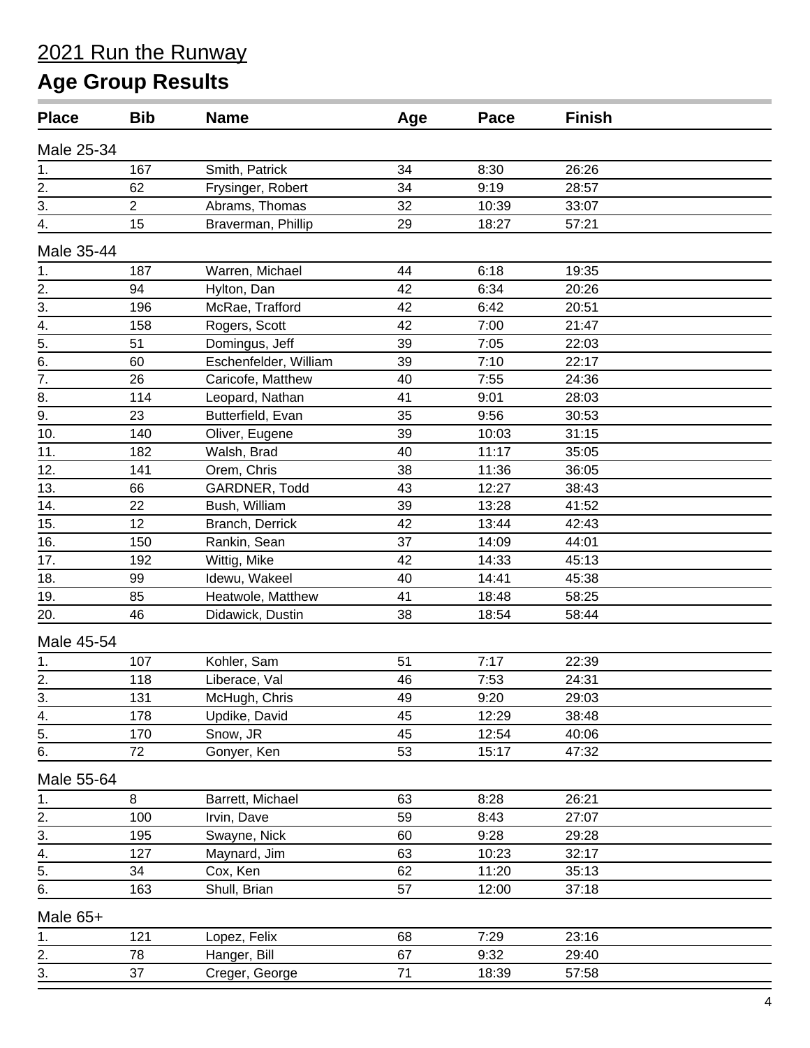# 2021 Run the Runway

## Age Group Results

| Place | Bib | Name | Age | Pace | Finish |
|---|---|---|---|---|---|
| **Male 25-34** | | | | | |
| 1. | 167 | Smith, Patrick | 34 | 8:30 | 26:26 |
| 2. | 62 | Frysinger, Robert | 34 | 9:19 | 28:57 |
| 3. | 2 | Abrams, Thomas | 32 | 10:39 | 33:07 |
| 4. | 15 | Braverman, Phillip | 29 | 18:27 | 57:21 |
| **Male 35-44** | | | | | |
| 1. | 187 | Warren, Michael | 44 | 6:18 | 19:35 |
| 2. | 94 | Hylton, Dan | 42 | 6:34 | 20:26 |
| 3. | 196 | McRae, Trafford | 42 | 6:42 | 20:51 |
| 4. | 158 | Rogers, Scott | 42 | 7:00 | 21:47 |
| 5. | 51 | Domingus, Jeff | 39 | 7:05 | 22:03 |
| 6. | 60 | Eschenfelder, William | 39 | 7:10 | 22:17 |
| 7. | 26 | Caricofe, Matthew | 40 | 7:55 | 24:36 |
| 8. | 114 | Leopard, Nathan | 41 | 9:01 | 28:03 |
| 9. | 23 | Butterfield, Evan | 35 | 9:56 | 30:53 |
| 10. | 140 | Oliver, Eugene | 39 | 10:03 | 31:15 |
| 11. | 182 | Walsh, Brad | 40 | 11:17 | 35:05 |
| 12. | 141 | Orem, Chris | 38 | 11:36 | 36:05 |
| 13. | 66 | GARDNER, Todd | 43 | 12:27 | 38:43 |
| 14. | 22 | Bush, William | 39 | 13:28 | 41:52 |
| 15. | 12 | Branch, Derrick | 42 | 13:44 | 42:43 |
| 16. | 150 | Rankin, Sean | 37 | 14:09 | 44:01 |
| 17. | 192 | Wittig, Mike | 42 | 14:33 | 45:13 |
| 18. | 99 | Idewu, Wakeel | 40 | 14:41 | 45:38 |
| 19. | 85 | Heatwole, Matthew | 41 | 18:48 | 58:25 |
| 20. | 46 | Didawick, Dustin | 38 | 18:54 | 58:44 |
| **Male 45-54** | | | | | |
| 1. | 107 | Kohler, Sam | 51 | 7:17 | 22:39 |
| 2. | 118 | Liberace, Val | 46 | 7:53 | 24:31 |
| 3. | 131 | McHugh, Chris | 49 | 9:20 | 29:03 |
| 4. | 178 | Updike, David | 45 | 12:29 | 38:48 |
| 5. | 170 | Snow, JR | 45 | 12:54 | 40:06 |
| 6. | 72 | Gonyer, Ken | 53 | 15:17 | 47:32 |
| **Male 55-64** | | | | | |
| 1. | 8 | Barrett, Michael | 63 | 8:28 | 26:21 |
| 2. | 100 | Irvin, Dave | 59 | 8:43 | 27:07 |
| 3. | 195 | Swayne, Nick | 60 | 9:28 | 29:28 |
| 4. | 127 | Maynard, Jim | 63 | 10:23 | 32:17 |
| 5. | 34 | Cox, Ken | 62 | 11:20 | 35:13 |
| 6. | 163 | Shull, Brian | 57 | 12:00 | 37:18 |
| **Male 65+** | | | | | |
| 1. | 121 | Lopez, Felix | 68 | 7:29 | 23:16 |
| 2. | 78 | Hanger, Bill | 67 | 9:32 | 29:40 |
| 3. | 37 | Creger, George | 71 | 18:39 | 57:58 |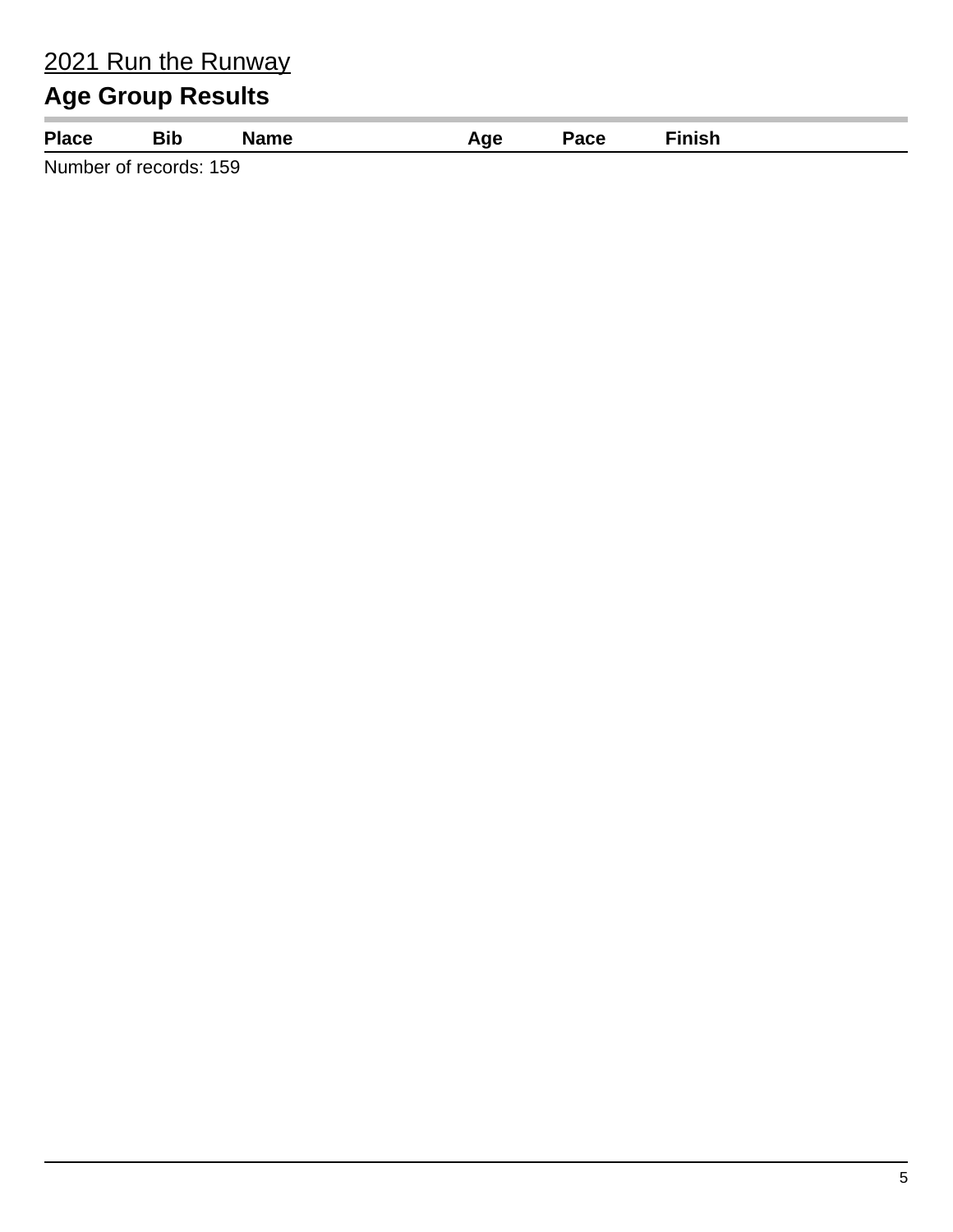2021 Run the Runway

## Age Group Results

| Place | Bib | Name | Age | Pace | Finish |
|---|---|---|---|---|---|

Number of records: 159